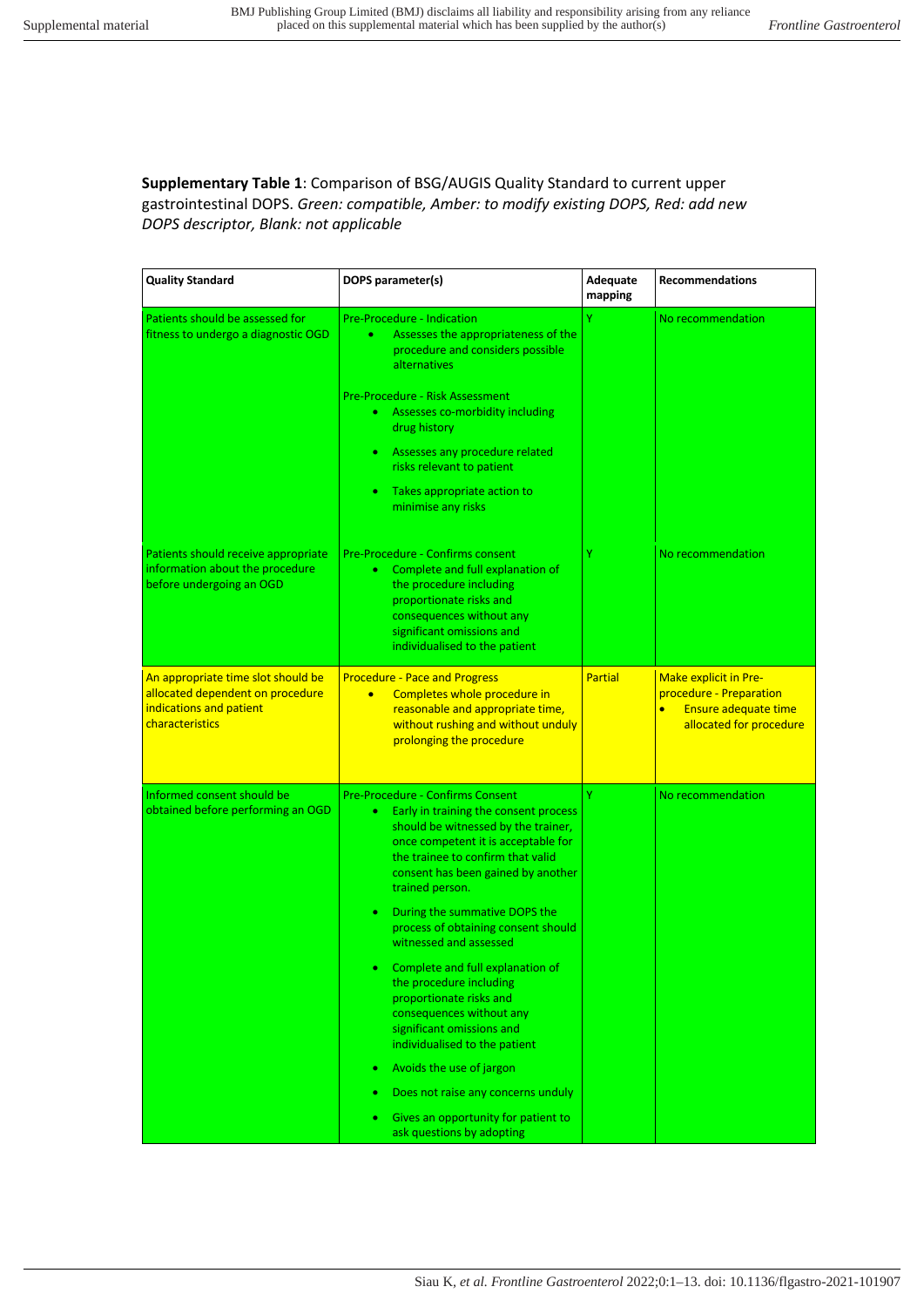**Supplementary Table 1**: Comparison of BSG/AUGIS Quality Standard to current upper gastrointestinal DOPS. *Green: compatible, Amber: to modify existing DOPS, Red: add new DOPS descriptor, Blank: not applicable*

| Quality Standard | DOPS parameter(s) | Adequate mapping | Recommendations |
|---|---|---|---|
| Patients should be assessed for fitness to undergo a diagnostic OGD | Pre-Procedure - Indication<br>• Assesses the appropriateness of the procedure and considers possible alternatives<br><br>Pre-Procedure - Risk Assessment<br>• Assesses co-morbidity including drug history<br>• Assesses any procedure related risks relevant to patient<br>• Takes appropriate action to minimise any risks | Y | No recommendation |
| Patients should receive appropriate information about the procedure before undergoing an OGD | Pre-Procedure - Confirms consent<br>• Complete and full explanation of the procedure including proportionate risks and consequences without any significant omissions and individualised to the patient | Y | No recommendation |
| An appropriate time slot should be allocated dependent on procedure indications and patient characteristics | Procedure - Pace and Progress<br>• Completes whole procedure in reasonable and appropriate time, without rushing and without unduly prolonging the procedure | Partial | Make explicit in Pre-procedure - Preparation<br>• Ensure adequate time allocated for procedure |
| Informed consent should be obtained before performing an OGD | Pre-Procedure - Confirms Consent<br>• Early in training the consent process should be witnessed by the trainer, once competent it is acceptable for the trainee to confirm that valid consent has been gained by another trained person.<br>• During the summative DOPS the process of obtaining consent should witnessed and assessed<br>• Complete and full explanation of the procedure including proportionate risks and consequences without any significant omissions and individualised to the patient<br>• Avoids the use of jargon<br>• Does not raise any concerns unduly<br>• Gives an opportunity for patient to ask questions by adopting | Y | No recommendation |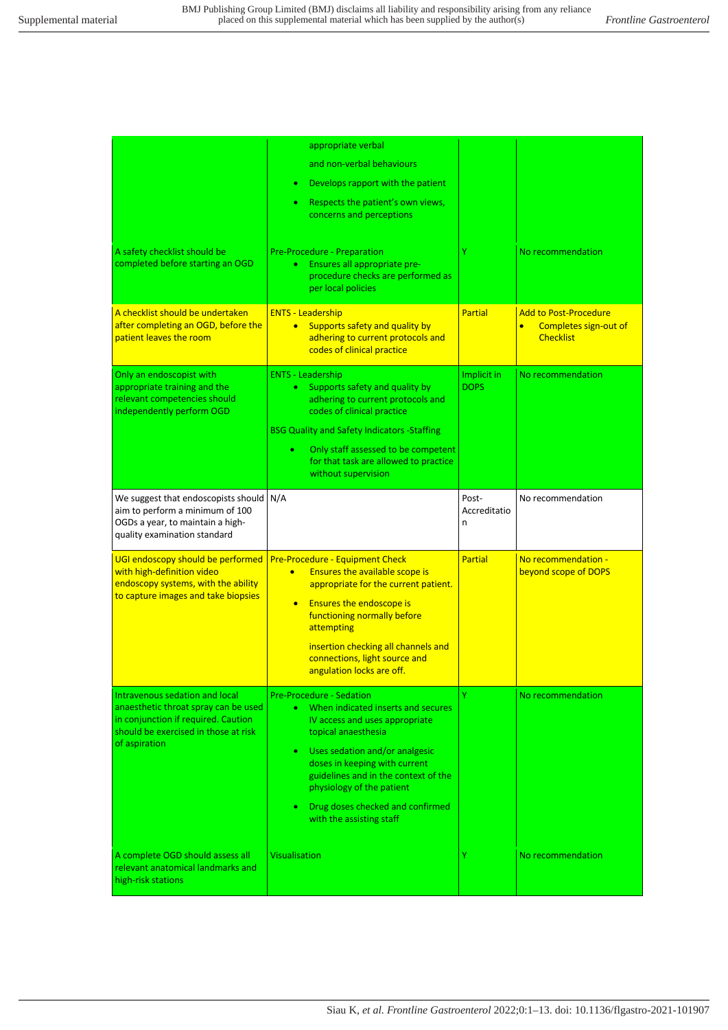| | | | |
|---|---|---|---|
| | appropriate verbal and non-verbal behaviours <br>• Develops rapport with the patient <br>• Respects the patient's own views, concerns and perceptions | | |
| A safety checklist should be completed before starting an OGD | Pre-Procedure - Preparation <br>• Ensures all appropriate pre-procedure checks are performed as per local policies | Y | No recommendation |
| A checklist should be undertaken after completing an OGD, before the patient leaves the room | ENTS - Leadership <br>• Supports safety and quality by adhering to current protocols and codes of clinical practice | Partial | Add to Post-Procedure <br>• Completes sign-out of Checklist |
| Only an endoscopist with appropriate training and the relevant competencies should independently perform OGD | ENTS - Leadership <br>• Supports safety and quality by adhering to current protocols and codes of clinical practice <br>BSG Quality and Safety Indicators -Staffing <br>• Only staff assessed to be competent for that task are allowed to practice without supervision | Implicit in DOPS | No recommendation |
| We suggest that endoscopists should aim to perform a minimum of 100 OGDs a year, to maintain a high-quality examination standard | N/A | Post-Accreditation | No recommendation |
| UGI endoscopy should be performed with high-definition video endoscopy systems, with the ability to capture images and take biopsies | Pre-Procedure - Equipment Check <br>• Ensures the available scope is appropriate for the current patient. <br>• Ensures the endoscope is functioning normally before attempting insertion checking all channels and connections, light source and angulation locks are off. | Partial | No recommendation - beyond scope of DOPS |
| Intravenous sedation and local anaesthetic throat spray can be used in conjunction if required. Caution should be exercised in those at risk of aspiration | Pre-Procedure - Sedation <br>• When indicated inserts and secures IV access and uses appropriate topical anaesthesia <br>• Uses sedation and/or analgesic doses in keeping with current guidelines and in the context of the physiology of the patient <br>• Drug doses checked and confirmed with the assisting staff | Y | No recommendation |
| A complete OGD should assess all relevant anatomical landmarks and high-risk stations | Visualisation | Y | No recommendation |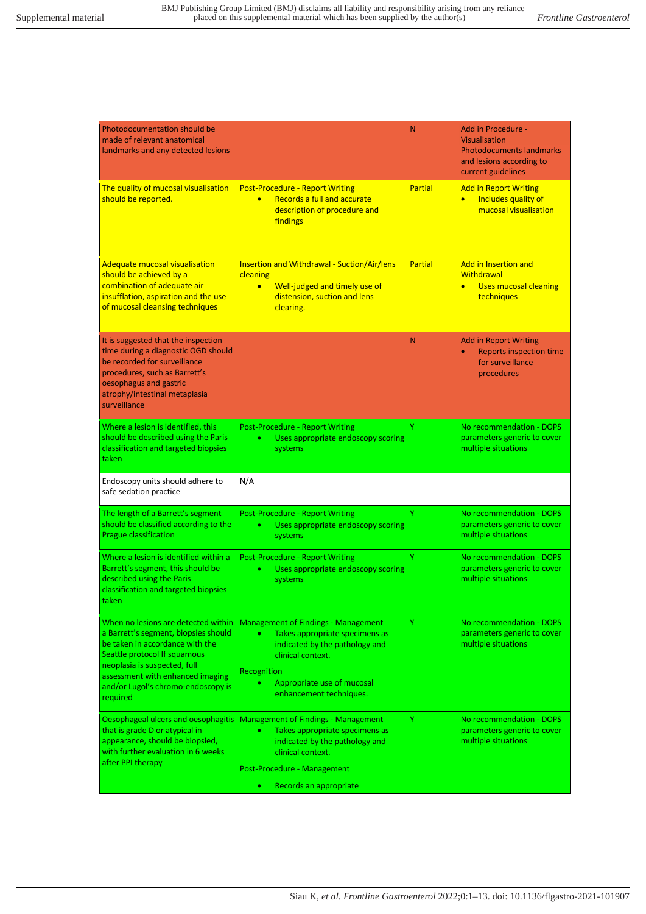| | | | |
|---|---|---|---|
| Photodocumentation should be made of relevant anatomical landmarks and any detected lesions | | N | Add in Procedure - Visualisation Photodocuments landmarks and lesions according to current guidelines |
| The quality of mucosal visualisation should be reported. | Post-Procedure - Report Writing<br>• Records a full and accurate description of procedure and findings | Partial | Add in Report Writing<br>• Includes quality of mucosal visualisation |
| Adequate mucosal visualisation should be achieved by a combination of adequate air insufflation, aspiration and the use of mucosal cleansing techniques | Insertion and Withdrawal - Suction/Air/lens cleaning<br>• Well-judged and timely use of distension, suction and lens clearing. | Partial | Add in Insertion and Withdrawal<br>• Uses mucosal cleaning techniques |
| It is suggested that the inspection time during a diagnostic OGD should be recorded for surveillance procedures, such as Barrett's oesophagus and gastric atrophy/intestinal metaplasia surveillance | | N | Add in Report Writing<br>• Reports inspection time for surveillance procedures |
| Where a lesion is identified, this should be described using the Paris classification and targeted biopsies taken | Post-Procedure - Report Writing<br>• Uses appropriate endoscopy scoring systems | Y | No recommendation - DOPS parameters generic to cover multiple situations |
| Endoscopy units should adhere to safe sedation practice | N/A | | |
| The length of a Barrett's segment should be classified according to the Prague classification | Post-Procedure - Report Writing<br>• Uses appropriate endoscopy scoring systems | Y | No recommendation - DOPS parameters generic to cover multiple situations |
| Where a lesion is identified within a Barrett's segment, this should be described using the Paris classification and targeted biopsies taken | Post-Procedure - Report Writing<br>• Uses appropriate endoscopy scoring systems | Y | No recommendation - DOPS parameters generic to cover multiple situations |
| When no lesions are detected within a Barrett's segment, biopsies should be taken in accordance with the Seattle protocol If squamous neoplasia is suspected, full assessment with enhanced imaging and/or Lugol's chromo-endoscopy is required | Management of Findings - Management<br>• Takes appropriate specimens as indicated by the pathology and clinical context.<br>Recognition<br>• Appropriate use of mucosal enhancement techniques. | Y | No recommendation - DOPS parameters generic to cover multiple situations |
| Oesophageal ulcers and oesophagitis that is grade D or atypical in appearance, should be biopsied, with further evaluation in 6 weeks after PPI therapy | Management of Findings - Management<br>• Takes appropriate specimens as indicated by the pathology and clinical context.<br>Post-Procedure - Management<br>• Records an appropriate | Y | No recommendation - DOPS parameters generic to cover multiple situations |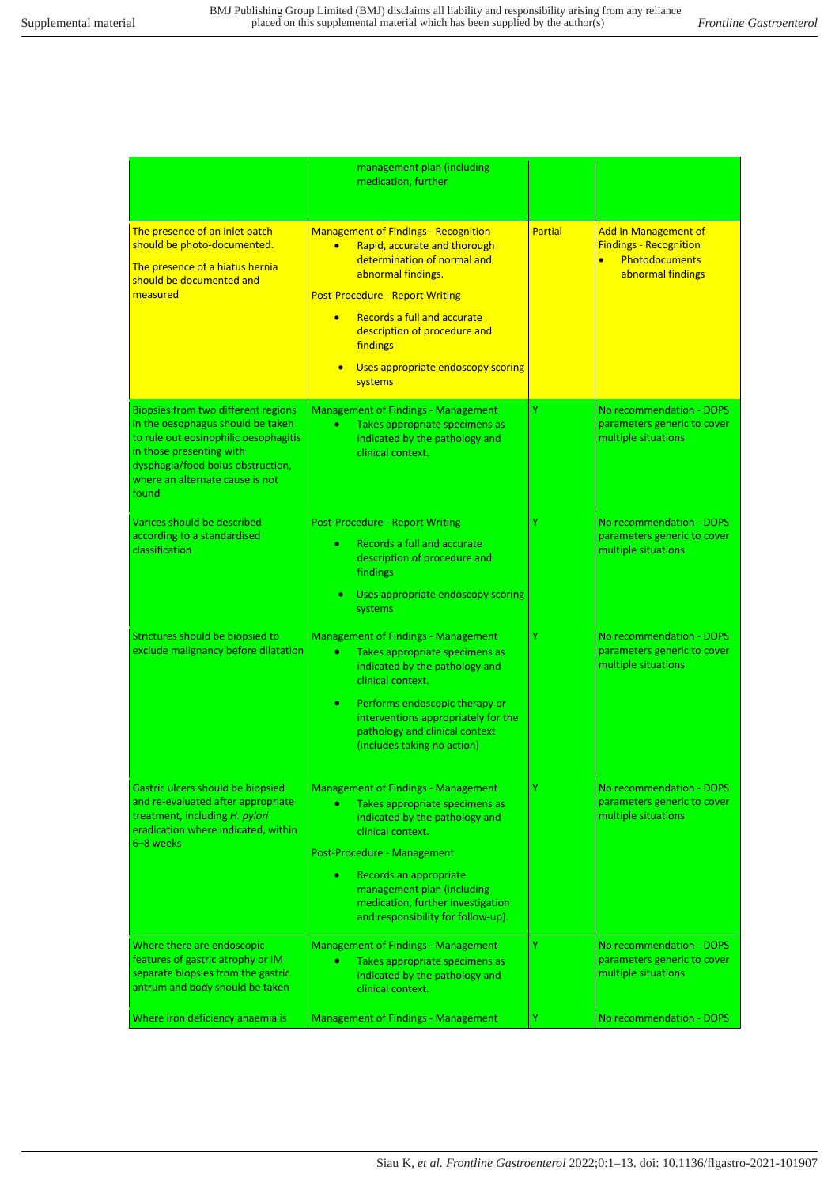|  |  |  |  |
|---|---|---|---|
|  | management plan (including medication, further |  |  |
| The presence of an inlet patch should be photo-documented.<br><br>The presence of a hiatus hernia should be documented and measured | Management of Findings - Recognition<br>• Rapid, accurate and thorough determination of normal and abnormal findings.<br><br>Post-Procedure - Report Writing<br>• Records a full and accurate description of procedure and findings<br>• Uses appropriate endoscopy scoring systems | Partial | Add in Management of Findings - Recognition<br>• Photodocuments abnormal findings |
| Biopsies from two different regions in the oesophagus should be taken to rule out eosinophilic oesophagitis in those presenting with dysphagia/food bolus obstruction, where an alternate cause is not found | Management of Findings - Management<br>• Takes appropriate specimens as indicated by the pathology and clinical context. | Y | No recommendation - DOPS parameters generic to cover multiple situations |
| Varices should be described according to a standardised classification | Post-Procedure - Report Writing<br>• Records a full and accurate description of procedure and findings<br>• Uses appropriate endoscopy scoring systems | Y | No recommendation - DOPS parameters generic to cover multiple situations |
| Strictures should be biopsied to exclude malignancy before dilatation | Management of Findings - Management<br>• Takes appropriate specimens as indicated by the pathology and clinical context.<br>• Performs endoscopic therapy or interventions appropriately for the pathology and clinical context (includes taking no action) | Y | No recommendation - DOPS parameters generic to cover multiple situations |
| Gastric ulcers should be biopsied and re-evaluated after appropriate treatment, including *H. pylori* eradication where indicated, within 6–8 weeks | Management of Findings - Management<br>• Takes appropriate specimens as indicated by the pathology and clinical context.<br><br>Post-Procedure - Management<br>• Records an appropriate management plan (including medication, further investigation and responsibility for follow-up). | Y | No recommendation - DOPS parameters generic to cover multiple situations |
| Where there are endoscopic features of gastric atrophy or IM separate biopsies from the gastric antrum and body should be taken | Management of Findings - Management<br>• Takes appropriate specimens as indicated by the pathology and clinical context. | Y | No recommendation - DOPS parameters generic to cover multiple situations |
| Where iron deficiency anaemia is | Management of Findings - Management | Y | No recommendation - DOPS |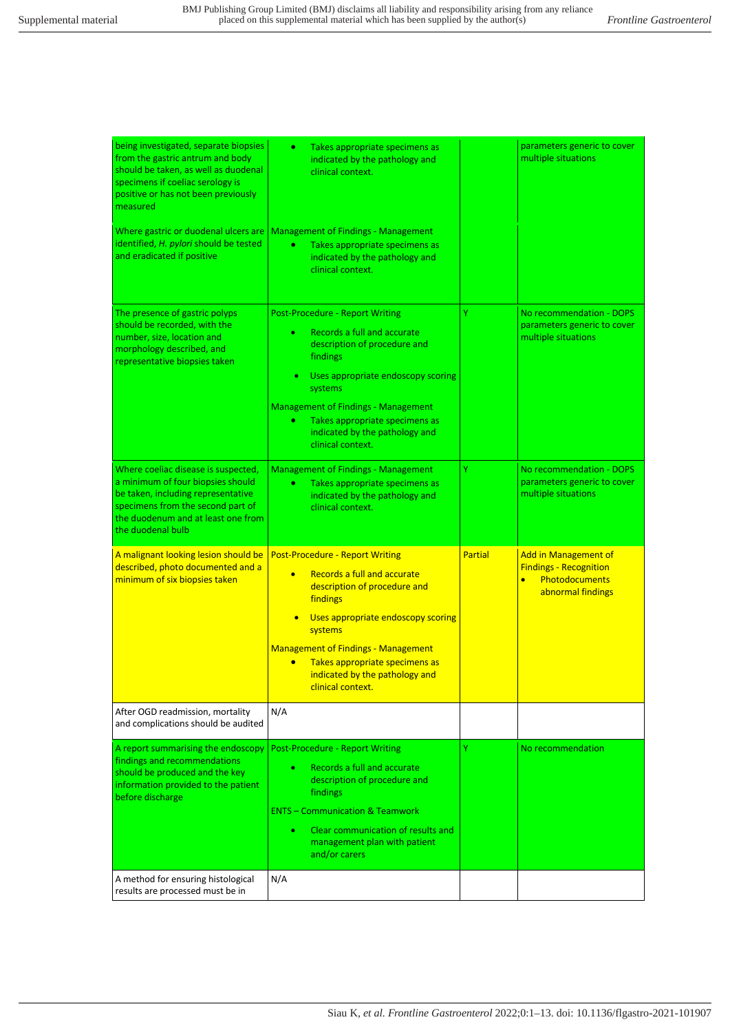| | | | |
|---|---|---|---|
| being investigated, separate biopsies from the gastric antrum and body should be taken, as well as duodenal specimens if coeliac serology is positive or has not been previously measured | • Takes appropriate specimens as indicated by the pathology and clinical context. | | parameters generic to cover multiple situations |
| Where gastric or duodenal ulcers are identified, *H. pylori* should be tested and eradicated if positive | Management of Findings - Management<br>• Takes appropriate specimens as indicated by the pathology and clinical context. | | |
| The presence of gastric polyps should be recorded, with the number, size, location and morphology described, and representative biopsies taken | Post-Procedure - Report Writing<br>• Records a full and accurate description of procedure and findings<br>• Uses appropriate endoscopy scoring systems<br>Management of Findings - Management<br>• Takes appropriate specimens as indicated by the pathology and clinical context. | Y | No recommendation - DOPS parameters generic to cover multiple situations |
| Where coeliac disease is suspected, a minimum of four biopsies should be taken, including representative specimens from the second part of the duodenum and at least one from the duodenal bulb | Management of Findings - Management<br>• Takes appropriate specimens as indicated by the pathology and clinical context. | Y | No recommendation - DOPS parameters generic to cover multiple situations |
| A malignant looking lesion should be described, photo documented and a minimum of six biopsies taken | Post-Procedure - Report Writing<br>• Records a full and accurate description of procedure and findings<br>• Uses appropriate endoscopy scoring systems<br>Management of Findings - Management<br>• Takes appropriate specimens as indicated by the pathology and clinical context. | Partial | Add in Management of Findings - Recognition<br>• Photodocuments abnormal findings |
| After OGD readmission, mortality and complications should be audited | N/A | | |
| A report summarising the endoscopy findings and recommendations should be produced and the key information provided to the patient before discharge | Post-Procedure - Report Writing<br>• Records a full and accurate description of procedure and findings<br>ENTS – Communication & Teamwork<br>• Clear communication of results and management plan with patient and/or carers | Y | No recommendation |
| A method for ensuring histological results are processed must be in | N/A | | |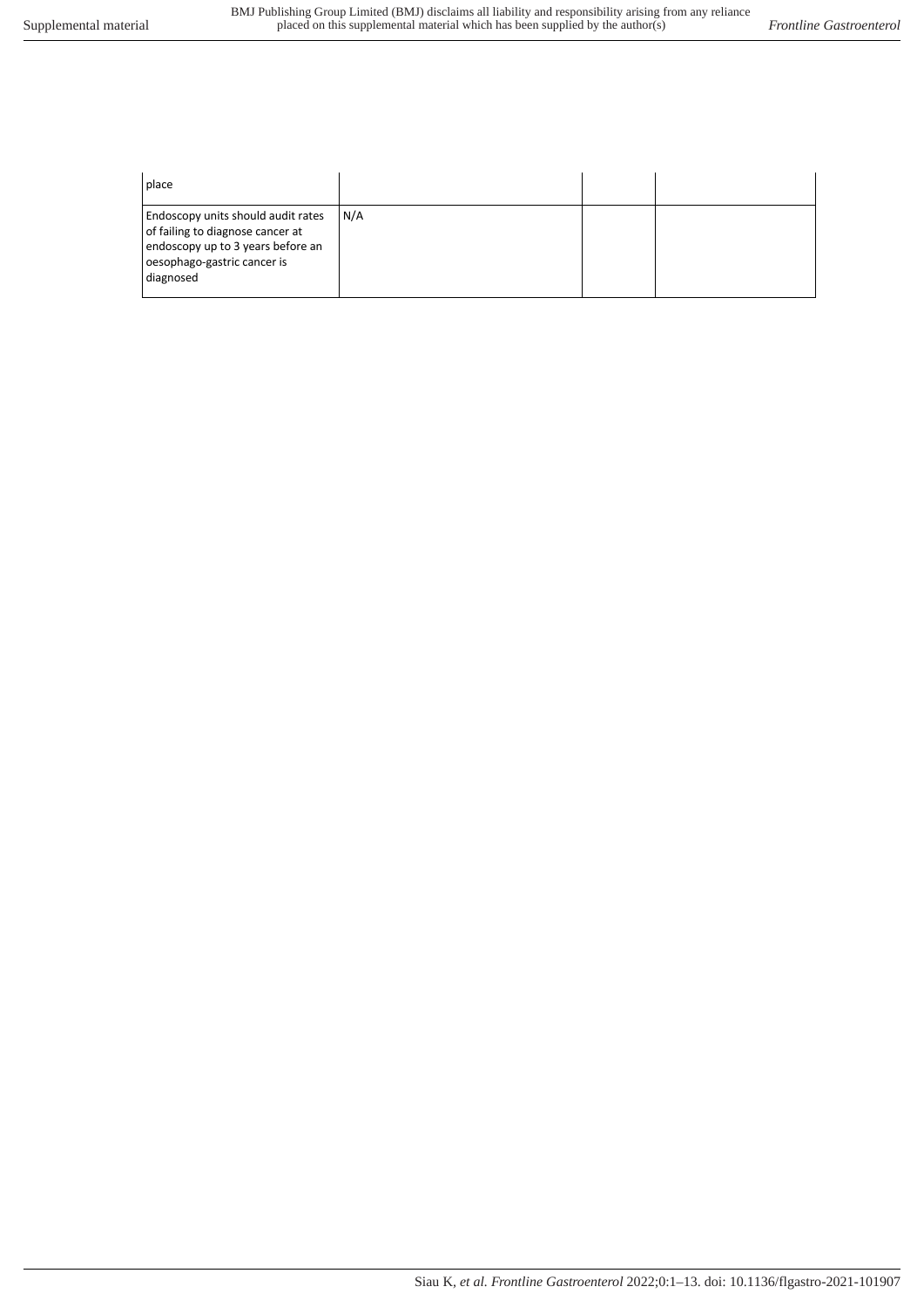| | | | |
|---|---|---|---|
| place | | | |
| Endoscopy units should audit rates of failing to diagnose cancer at endoscopy up to 3 years before an oesophago-gastric cancer is diagnosed | N/A | | |